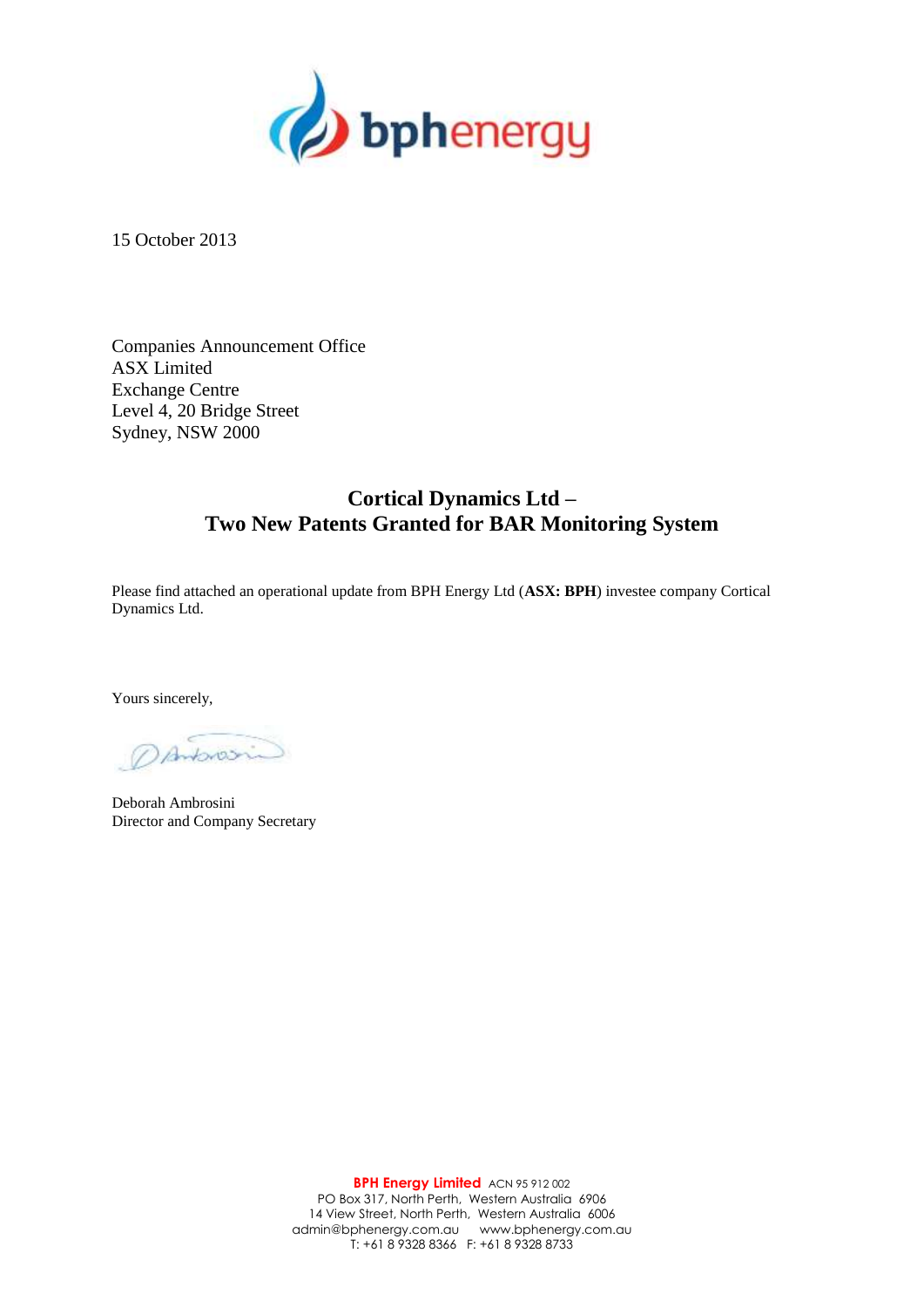15 October 2013

Companies Announcement Office
ASX Limited
Exchange Centre
Level 4, 20 Bridge Street
Sydney, NSW 2000

## Cortical Dynamics Ltd – Two New Patents Granted for BAR Monitoring System

Please find attached an operational update from BPH Energy Ltd (**ASX: BPH**) investee company Cortical Dynamics Ltd.

Yours sincerely,

Deborah Ambrosini
Director and Company Secretary

**BPH Energy Limited** ACN 95 912 002
PO Box 317, North Perth, Western Australia 6906
14 View Street, North Perth, Western Australia 6006
admin@bphenergy.com.au www.bphenergy.com.au
T: +61 8 9328 8366 F: +61 8 9328 8733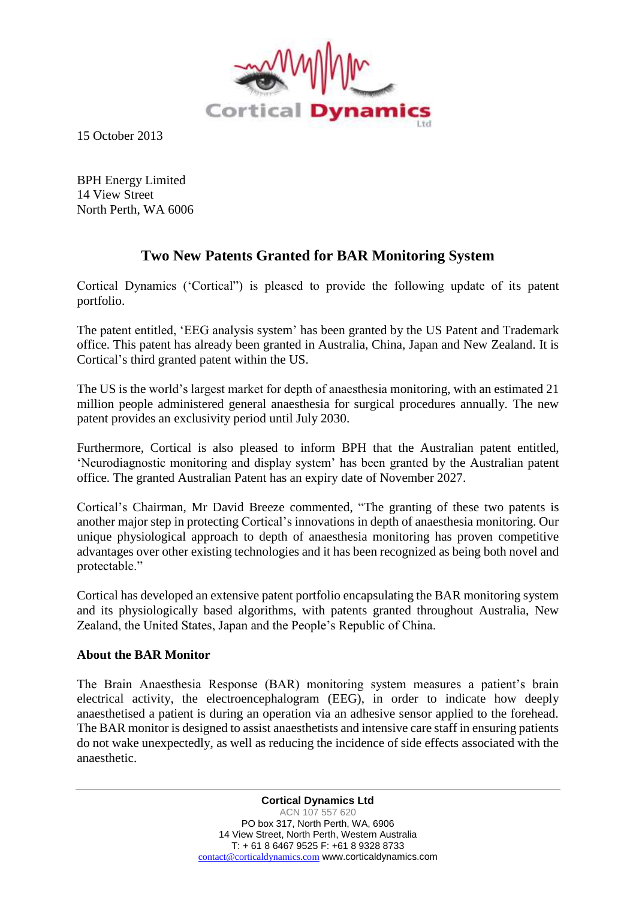15 October 2013

BPH Energy Limited
14 View Street
North Perth, WA 6006

## Two New Patents Granted for BAR Monitoring System

Cortical Dynamics ('Cortical") is pleased to provide the following update of its patent portfolio.

The patent entitled, 'EEG analysis system' has been granted by the US Patent and Trademark office. This patent has already been granted in Australia, China, Japan and New Zealand. It is Cortical's third granted patent within the US.

The US is the world's largest market for depth of anaesthesia monitoring, with an estimated 21 million people administered general anaesthesia for surgical procedures annually. The new patent provides an exclusivity period until July 2030.

Furthermore, Cortical is also pleased to inform BPH that the Australian patent entitled, 'Neurodiagnostic monitoring and display system' has been granted by the Australian patent office. The granted Australian Patent has an expiry date of November 2027.

Cortical's Chairman, Mr David Breeze commented, "The granting of these two patents is another major step in protecting Cortical's innovations in depth of anaesthesia monitoring. Our unique physiological approach to depth of anaesthesia monitoring has proven competitive advantages over other existing technologies and it has been recognized as being both novel and protectable."

Cortical has developed an extensive patent portfolio encapsulating the BAR monitoring system and its physiologically based algorithms, with patents granted throughout Australia, New Zealand, the United States, Japan and the People's Republic of China.

**About the BAR Monitor**

The Brain Anaesthesia Response (BAR) monitoring system measures a patient's brain electrical activity, the electroencephalogram (EEG), in order to indicate how deeply anaesthetised a patient is during an operation via an adhesive sensor applied to the forehead. The BAR monitor is designed to assist anaesthetists and intensive care staff in ensuring patients do not wake unexpectedly, as well as reducing the incidence of side effects associated with the anaesthetic.

**Cortical Dynamics Ltd**
ACN 107 557 620
PO box 317, North Perth, WA, 6906
14 View Street, North Perth, Western Australia
T: + 61 8 6467 9525 F: +61 8 9328 8733
contact@corticaldynamics.com www.corticaldynamics.com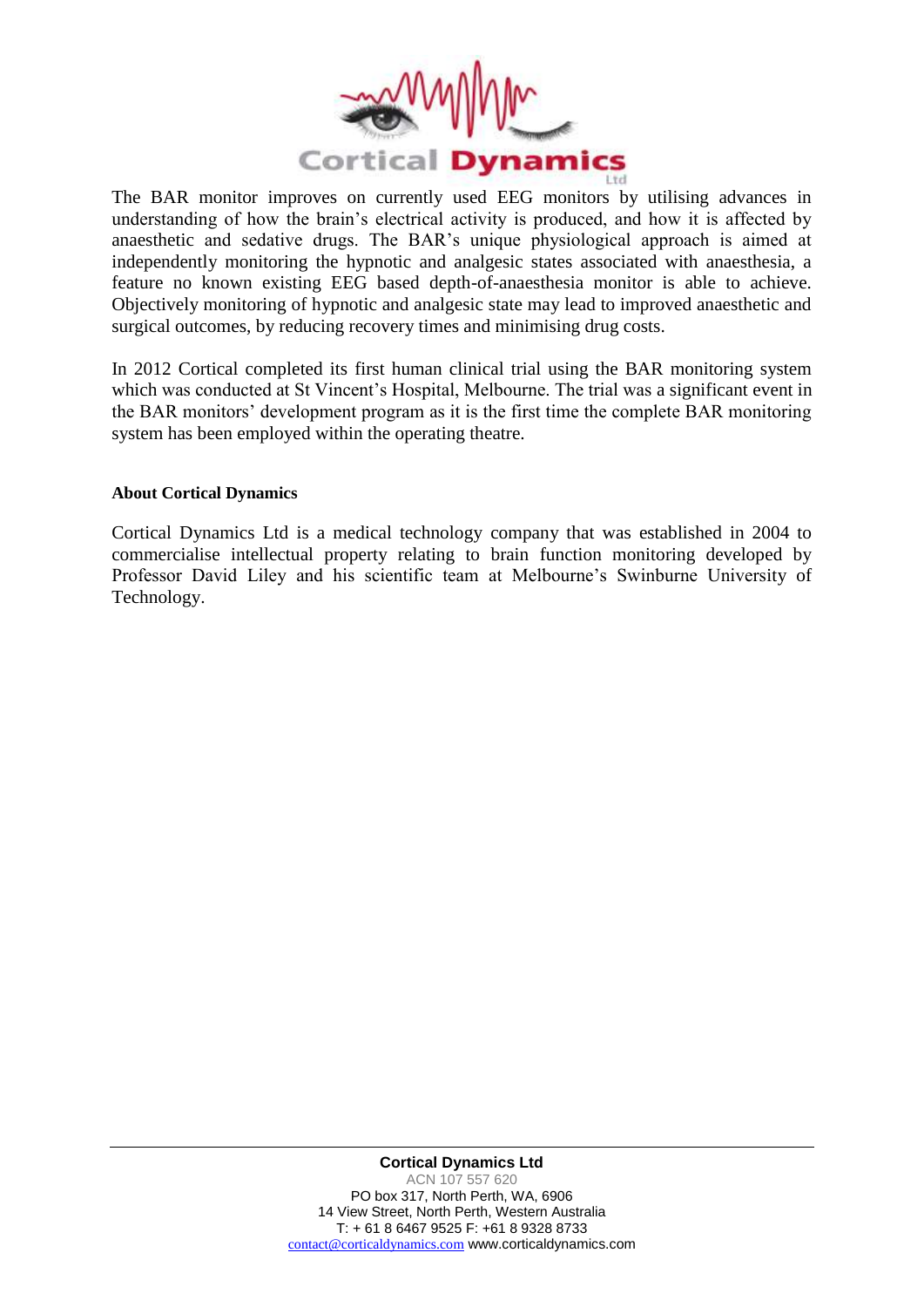The BAR monitor improves on currently used EEG monitors by utilising advances in understanding of how the brain's electrical activity is produced, and how it is affected by anaesthetic and sedative drugs. The BAR's unique physiological approach is aimed at independently monitoring the hypnotic and analgesic states associated with anaesthesia, a feature no known existing EEG based depth-of-anaesthesia monitor is able to achieve. Objectively monitoring of hypnotic and analgesic state may lead to improved anaesthetic and surgical outcomes, by reducing recovery times and minimising drug costs.

In 2012 Cortical completed its first human clinical trial using the BAR monitoring system which was conducted at St Vincent's Hospital, Melbourne. The trial was a significant event in the BAR monitors' development program as it is the first time the complete BAR monitoring system has been employed within the operating theatre.

**About Cortical Dynamics**

Cortical Dynamics Ltd is a medical technology company that was established in 2004 to commercialise intellectual property relating to brain function monitoring developed by Professor David Liley and his scientific team at Melbourne's Swinburne University of Technology.

**Cortical Dynamics Ltd**
ACN 107 557 620
PO box 317, North Perth, WA, 6906
14 View Street, North Perth, Western Australia
T: + 61 8 6467 9525 F: +61 8 9328 8733
contact@corticaldynamics.com www.corticaldynamics.com